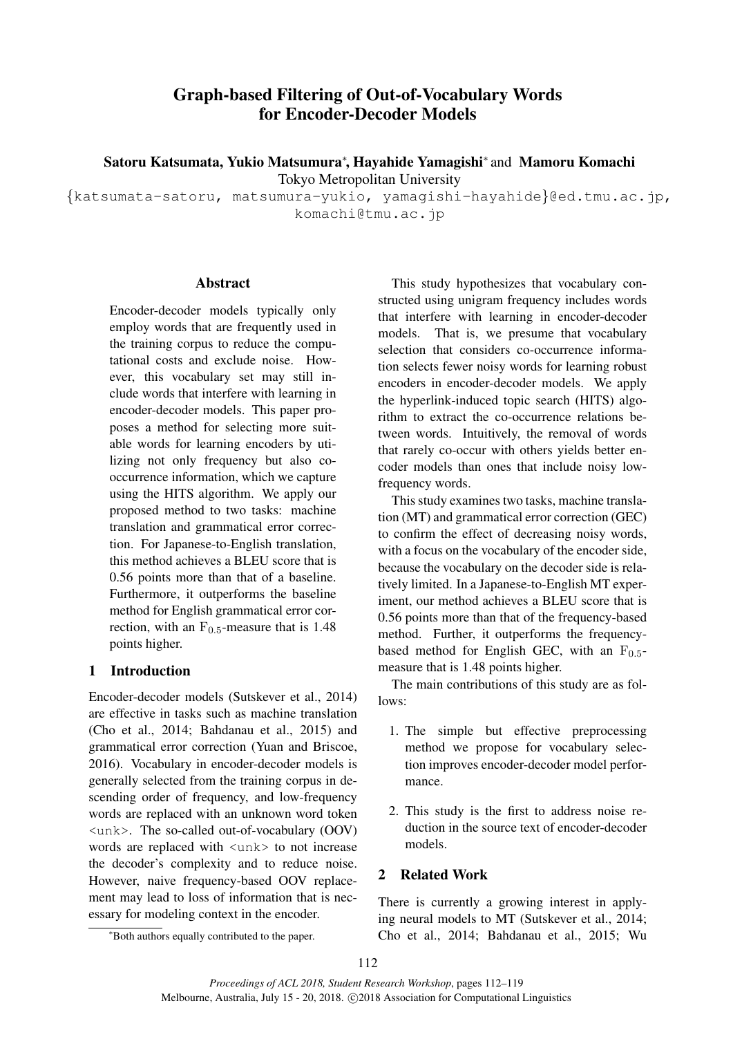# Graph-based Filtering of Out-of-Vocabulary Words for Encoder-Decoder Models

**Satoru Katsumata, Yukio Matsumura***, **Hayahide Yamagishi*** and **Mamoru Komachi**
Tokyo Metropolitan University
{katsumata-satoru, matsumura-yukio, yamagishi-hayahide}@ed.tmu.ac.jp,
komachi@tmu.ac.jp

## Abstract

Encoder-decoder models typically only employ words that are frequently used in the training corpus to reduce the computational costs and exclude noise. However, this vocabulary set may still include words that interfere with learning in encoder-decoder models. This paper proposes a method for selecting more suitable words for learning encoders by utilizing not only frequency but also co-occurrence information, which we capture using the HITS algorithm. We apply our proposed method to two tasks: machine translation and grammatical error correction. For Japanese-to-English translation, this method achieves a BLEU score that is 0.56 points more than that of a baseline. Furthermore, it outperforms the baseline method for English grammatical error correction, with an $F_{0.5}$-measure that is 1.48 points higher.

## 1 Introduction

Encoder-decoder models (Sutskever et al., 2014) are effective in tasks such as machine translation (Cho et al., 2014; Bahdanau et al., 2015) and grammatical error correction (Yuan and Briscoe, 2016). Vocabulary in encoder-decoder models is generally selected from the training corpus in descending order of frequency, and low-frequency words are replaced with an unknown word token `<unk>`. The so-called out-of-vocabulary (OOV) words are replaced with `<unk>` to not increase the decoder's complexity and to reduce noise. However, naive frequency-based OOV replacement may lead to loss of information that is necessary for modeling context in the encoder.

This study hypothesizes that vocabulary constructed using unigram frequency includes words that interfere with learning in encoder-decoder models. That is, we presume that vocabulary selection that considers co-occurrence information selects fewer noisy words for learning robust encoders in encoder-decoder models. We apply the hyperlink-induced topic search (HITS) algorithm to extract the co-occurrence relations between words. Intuitively, the removal of words that rarely co-occur with others yields better encoder models than ones that include noisy low-frequency words.

This study examines two tasks, machine translation (MT) and grammatical error correction (GEC) to confirm the effect of decreasing noisy words, with a focus on the vocabulary of the encoder side, because the vocabulary on the decoder side is relatively limited. In a Japanese-to-English MT experiment, our method achieves a BLEU score that is 0.56 points more than that of the frequency-based method. Further, it outperforms the frequency-based method for English GEC, with an $F_{0.5}$-measure that is 1.48 points higher.

The main contributions of this study are as follows:

1. The simple but effective preprocessing method we propose for vocabulary selection improves encoder-decoder model performance.

2. This study is the first to address noise reduction in the source text of encoder-decoder models.

## 2 Related Work

There is currently a growing interest in applying neural models to MT (Sutskever et al., 2014; Cho et al., 2014; Bahdanau et al., 2015; Wu

*Both authors equally contributed to the paper.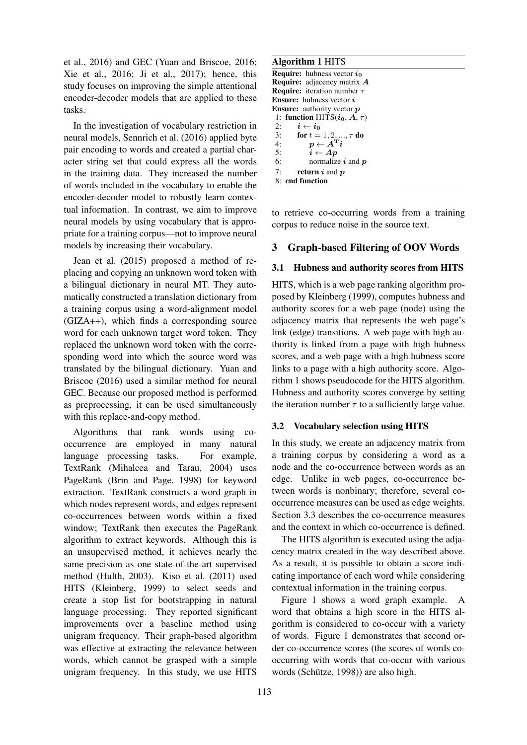et al., 2016) and GEC (Yuan and Briscoe, 2016; Xie et al., 2016; Ji et al., 2017); hence, this study focuses on improving the simple attentional encoder-decoder models that are applied to these tasks.

In the investigation of vocabulary restriction in neural models, Sennrich et al. (2016) applied byte pair encoding to words and created a partial character string set that could express all the words in the training data. They increased the number of words included in the vocabulary to enable the encoder-decoder model to robustly learn contextual information. In contrast, we aim to improve neural models by using vocabulary that is appropriate for a training corpus—not to improve neural models by increasing their vocabulary.

Jean et al. (2015) proposed a method of replacing and copying an unknown word token with a bilingual dictionary in neural MT. They automatically constructed a translation dictionary from a training corpus using a word-alignment model (GIZA++), which finds a corresponding source word for each unknown target word token. They replaced the unknown word token with the corresponding word into which the source word was translated by the bilingual dictionary. Yuan and Briscoe (2016) used a similar method for neural GEC. Because our proposed method is performed as preprocessing, it can be used simultaneously with this replace-and-copy method.

Algorithms that rank words using co-occurrence are employed in many natural language processing tasks. For example, TextRank (Mihalcea and Tarau, 2004) uses PageRank (Brin and Page, 1998) for keyword extraction. TextRank constructs a word graph in which nodes represent words, and edges represent co-occurrences between words within a fixed window; TextRank then executes the PageRank algorithm to extract keywords. Although this is an unsupervised method, it achieves nearly the same precision as one state-of-the-art supervised method (Hulth, 2003). Kiso et al. (2011) used HITS (Kleinberg, 1999) to select seeds and create a stop list for bootstrapping in natural language processing. They reported significant improvements over a baseline method using unigram frequency. Their graph-based algorithm was effective at extracting the relevance between words, which cannot be grasped with a simple unigram frequency. In this study, we use HITS to retrieve co-occurring words from a training corpus to reduce noise in the source text.

**Algorithm 1** HITS

```
Require: hubness vector i_0
Require: adjacency matrix A
Require: iteration number τ
Ensure: hubness vector i
Ensure: authority vector p
1: function HITS(i_0, A, τ)
2:     i ← i_0
3:     for t = 1, 2, ..., τ do
4:         p ← A^T i
5:         i ← A p
6:         normalize i and p
7:     return i and p
8: end function
```

## 3 Graph-based Filtering of OOV Words

### 3.1 Hubness and authority scores from HITS

HITS, which is a web page ranking algorithm proposed by Kleinberg (1999), computes hubness and authority scores for a web page (node) using the adjacency matrix that represents the web page's link (edge) transitions. A web page with high authority is linked from a page with high hubness scores, and a web page with a high hubness score links to a page with a high authority score. Algorithm 1 shows pseudocode for the HITS algorithm. Hubness and authority scores converge by setting the iteration number $\tau$ to a sufficiently large value.

### 3.2 Vocabulary selection using HITS

In this study, we create an adjacency matrix from a training corpus by considering a word as a node and the co-occurrence between words as an edge. Unlike in web pages, co-occurrence between words is nonbinary; therefore, several co-occurrence measures can be used as edge weights. Section 3.3 describes the co-occurrence measures and the context in which co-occurrence is defined.

The HITS algorithm is executed using the adjacency matrix created in the way described above. As a result, it is possible to obtain a score indicating importance of each word while considering contextual information in the training corpus.

Figure 1 shows a word graph example. A word that obtains a high score in the HITS algorithm is considered to co-occur with a variety of words. Figure 1 demonstrates that second order co-occurrence scores (the scores of words co-occurring with words that co-occur with various words (Schütze, 1998)) are also high.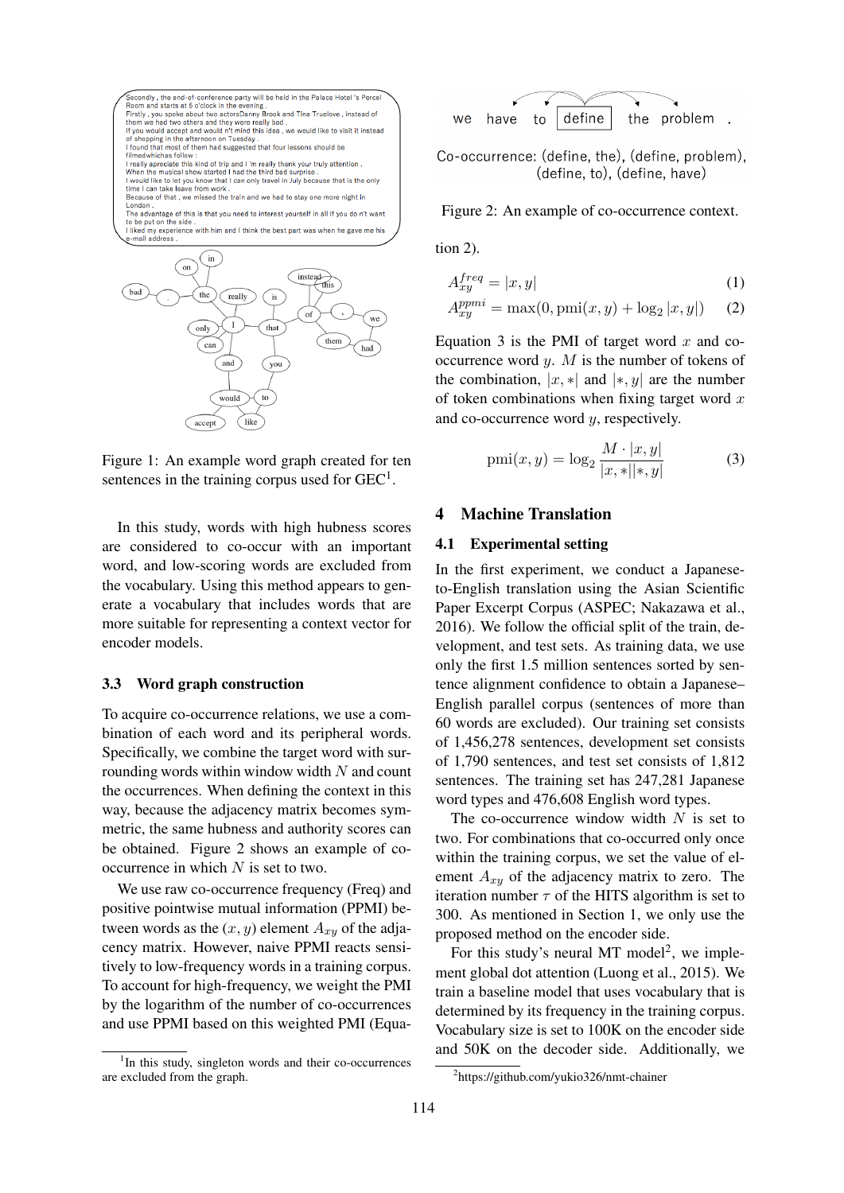Figure 1: An example word graph created for ten sentences in the training corpus used for GEC[1].

In this study, words with high hubness scores are considered to co-occur with an important word, and low-scoring words are excluded from the vocabulary. Using this method appears to generate a vocabulary that includes words that are more suitable for representing a context vector for encoder models.

### 3.3 Word graph construction

To acquire co-occurrence relations, we use a combination of each word and its peripheral words. Specifically, we combine the target word with surrounding words within window width $N$ and count the occurrences. When defining the context in this way, because the adjacency matrix becomes symmetric, the same hubness and authority scores can be obtained. Figure 2 shows an example of co-occurrence in which $N$ is set to two.

We use raw co-occurrence frequency (Freq) and positive pointwise mutual information (PPMI) between words as the $(x, y)$ element $A_{xy}$ of the adjacency matrix. However, naive PPMI reacts sensitively to low-frequency words in a training corpus. To account for high-frequency, we weight the PMI by the logarithm of the number of co-occurrences and use PPMI based on this weighted PMI (Equation 2).

[1] In this study, singleton words and their co-occurrences are excluded from the graph.

Figure 2: An example of co-occurrence context.

$$A_{xy}^{freq} = |x, y| \quad (1)$$

$$A_{xy}^{ppmi} = \max(0, \text{pmi}(x, y) + \log_2 |x, y|) \quad (2)$$

Equation 3 is the PMI of target word $x$ and co-occurrence word $y$. $M$ is the number of tokens of the combination, $|x, *|$ and $|*, y|$ are the number of token combinations when fixing target word $x$ and co-occurrence word $y$, respectively.

$$\text{pmi}(x, y) = \log_2 \frac{M \cdot |x, y|}{|x, *||*, y|} \quad (3)$$

## 4 Machine Translation

### 4.1 Experimental setting

In the first experiment, we conduct a Japanese-to-English translation using the Asian Scientific Paper Excerpt Corpus (ASPEC; Nakazawa et al., 2016). We follow the official split of the train, development, and test sets. As training data, we use only the first 1.5 million sentences sorted by sentence alignment confidence to obtain a Japanese–English parallel corpus (sentences of more than 60 words are excluded). Our training set consists of 1,456,278 sentences, development set consists of 1,790 sentences, and test set consists of 1,812 sentences. The training set has 247,281 Japanese word types and 476,608 English word types.

The co-occurrence window width $N$ is set to two. For combinations that co-occurred only once within the training corpus, we set the value of element $A_{xy}$ of the adjacency matrix to zero. The iteration number $\tau$ of the HITS algorithm is set to 300. As mentioned in Section 1, we only use the proposed method on the encoder side.

For this study's neural MT model[2], we implement global dot attention (Luong et al., 2015). We train a baseline model that uses vocabulary that is determined by its frequency in the training corpus. Vocabulary size is set to 100K on the encoder side and 50K on the decoder side. Additionally, we

[2] https://github.com/yukio326/nmt-chainer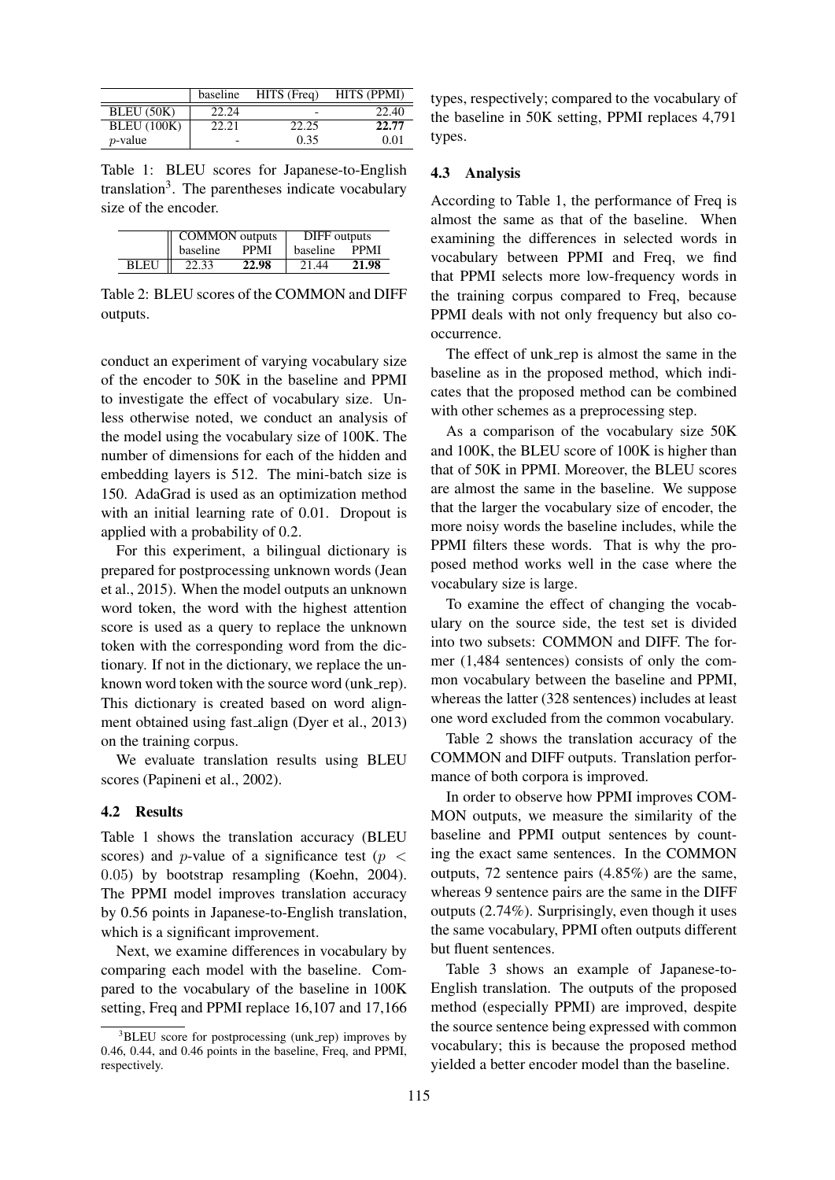| | baseline | HITS (Freq) | HITS (PPMI) |
|---|---|---|---|
| BLEU (50K) | 22.24 | - | 22.40 |
| BLEU (100K) | 22.21 | 22.25 | **22.77** |
| $p$-value | - | 0.35 | 0.01 |

Table 1: BLEU scores for Japanese-to-English translation[3]. The parentheses indicate vocabulary size of the encoder.

| | COMMON outputs | | DIFF outputs | |
|---|---|---|---|---|
| | baseline | PPMI | baseline | PPMI |
| BLEU | 22.33 | **22.98** | 21.44 | **21.98** |

Table 2: BLEU scores of the COMMON and DIFF outputs.

conduct an experiment of varying vocabulary size of the encoder to 50K in the baseline and PPMI to investigate the effect of vocabulary size. Unless otherwise noted, we conduct an analysis of the model using the vocabulary size of 100K. The number of dimensions for each of the hidden and embedding layers is 512. The mini-batch size is 150. AdaGrad is used as an optimization method with an initial learning rate of 0.01. Dropout is applied with a probability of 0.2.

For this experiment, a bilingual dictionary is prepared for postprocessing unknown words (Jean et al., 2015). When the model outputs an unknown word token, the word with the highest attention score is used as a query to replace the unknown token with the corresponding word from the dictionary. If not in the dictionary, we replace the unknown word token with the source word (unk_rep). This dictionary is created based on word alignment obtained using fast_align (Dyer et al., 2013) on the training corpus.

We evaluate translation results using BLEU scores (Papineni et al., 2002).

### 4.2 Results

Table 1 shows the translation accuracy (BLEU scores) and $p$-value of a significance test ($p < 0.05$) by bootstrap resampling (Koehn, 2004). The PPMI model improves translation accuracy by 0.56 points in Japanese-to-English translation, which is a significant improvement.

Next, we examine differences in vocabulary by comparing each model with the baseline. Compared to the vocabulary of the baseline in 100K setting, Freq and PPMI replace 16,107 and 17,166 types, respectively; compared to the vocabulary of the baseline in 50K setting, PPMI replaces 4,791 types.

### 4.3 Analysis

According to Table 1, the performance of Freq is almost the same as that of the baseline. When examining the differences in selected words in vocabulary between PPMI and Freq, we find that PPMI selects more low-frequency words in the training corpus compared to Freq, because PPMI deals with not only frequency but also co-occurrence.

The effect of unk_rep is almost the same in the baseline as in the proposed method, which indicates that the proposed method can be combined with other schemes as a preprocessing step.

As a comparison of the vocabulary size 50K and 100K, the BLEU score of 100K is higher than that of 50K in PPMI. Moreover, the BLEU scores are almost the same in the baseline. We suppose that the larger the vocabulary size of encoder, the more noisy words the baseline includes, while the PPMI filters these words. That is why the proposed method works well in the case where the vocabulary size is large.

To examine the effect of changing the vocabulary on the source side, the test set is divided into two subsets: COMMON and DIFF. The former (1,484 sentences) consists of only the common vocabulary between the baseline and PPMI, whereas the latter (328 sentences) includes at least one word excluded from the common vocabulary.

Table 2 shows the translation accuracy of the COMMON and DIFF outputs. Translation performance of both corpora is improved.

In order to observe how PPMI improves COMMON outputs, we measure the similarity of the baseline and PPMI output sentences by counting the exact same sentences. In the COMMON outputs, 72 sentence pairs (4.85%) are the same, whereas 9 sentence pairs are the same in the DIFF outputs (2.74%). Surprisingly, even though it uses the same vocabulary, PPMI often outputs different but fluent sentences.

Table 3 shows an example of Japanese-to-English translation. The outputs of the proposed method (especially PPMI) are improved, despite the source sentence being expressed with common vocabulary; this is because the proposed method yielded a better encoder model than the baseline.

[3]BLEU score for postprocessing (unk_rep) improves by 0.46, 0.44, and 0.46 points in the baseline, Freq, and PPMI, respectively.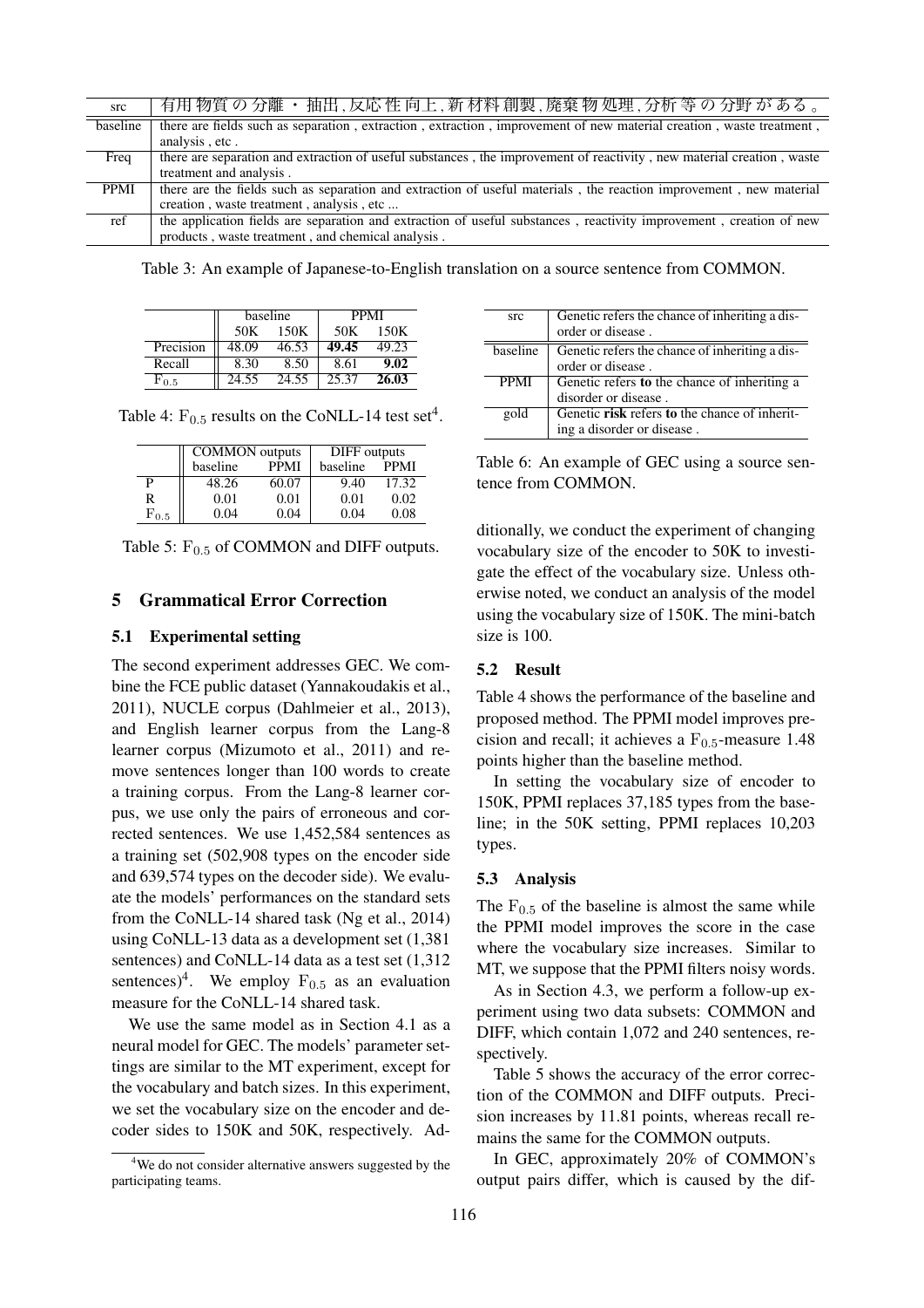| src | 有用物質の分離・抽出,反応性向上,新材料創製,廃棄物処理,分析等の分野がある。 |
|---|---|
| baseline | there are fields such as separation , extraction , extraction , improvement of new material creation , waste treatment , analysis , etc . |
| Freq | there are separation and extraction of useful substances , the improvement of reactivity , new material creation , waste treatment and analysis . |
| PPMI | there are the fields such as separation and extraction of useful materials , the reaction improvement , new material creation , waste treatment , analysis , etc ... |
| ref | the application fields are separation and extraction of useful substances , reactivity improvement , creation of new products , waste treatment , and chemical analysis . |

Table 3: An example of Japanese-to-English translation on a source sentence from COMMON.

| | baseline | | PPMI | |
|---|---|---|---|---|
| | 50K | 150K | 50K | 150K |
| Precision | 48.09 | 46.53 | **49.45** | 49.23 |
| Recall | 8.30 | 8.50 | 8.61 | **9.02** |
| $F_{0.5}$ | 24.55 | 24.55 | 25.37 | **26.03** |

Table 4: $F_{0.5}$ results on the CoNLL-14 test set[4].

| | COMMON outputs | | DIFF outputs | |
|---|---|---|---|---|
| | baseline | PPMI | baseline | PPMI |
| P | 48.26 | 60.07 | 9.40 | 17.32 |
| R | 0.01 | 0.01 | 0.01 | 0.02 |
| $F_{0.5}$ | 0.04 | 0.04 | 0.04 | 0.08 |

Table 5: $F_{0.5}$ of COMMON and DIFF outputs.

## 5 Grammatical Error Correction

### 5.1 Experimental setting

The second experiment addresses GEC. We combine the FCE public dataset (Yannakoudakis et al., 2011), NUCLE corpus (Dahlmeier et al., 2013), and English learner corpus from the Lang-8 learner corpus (Mizumoto et al., 2011) and remove sentences longer than 100 words to create a training corpus. From the Lang-8 learner corpus, we use only the pairs of erroneous and corrected sentences. We use 1,452,584 sentences as a training set (502,908 types on the encoder side and 639,574 types on the decoder side). We evaluate the models' performances on the standard sets from the CoNLL-14 shared task (Ng et al., 2014) using CoNLL-13 data as a development set (1,381 sentences) and CoNLL-14 data as a test set (1,312 sentences)[4]. We employ $F_{0.5}$ as an evaluation measure for the CoNLL-14 shared task.

We use the same model as in Section 4.1 as a neural model for GEC. The models' parameter settings are similar to the MT experiment, except for the vocabulary and batch sizes. In this experiment, we set the vocabulary size on the encoder and decoder sides to 150K and 50K, respectively. Additionally, we conduct the experiment of changing vocabulary size of the encoder to 50K to investigate the effect of the vocabulary size. Unless otherwise noted, we conduct an analysis of the model using the vocabulary size of 150K. The mini-batch size is 100.

[4]We do not consider alternative answers suggested by the participating teams.

| src | Genetic refers the chance of inheriting a disorder or disease . |
|---|---|
| baseline | Genetic refers the chance of inheriting a disorder or disease . |
| PPMI | Genetic refers **to** the chance of inheriting a disorder or disease . |
| gold | Genetic **risk** refers **to** the chance of inheriting a disorder or disease . |

Table 6: An example of GEC using a source sentence from COMMON.

### 5.2 Result

Table 4 shows the performance of the baseline and proposed method. The PPMI model improves precision and recall; it achieves a $F_{0.5}$-measure 1.48 points higher than the baseline method.

In setting the vocabulary size of encoder to 150K, PPMI replaces 37,185 types from the baseline; in the 50K setting, PPMI replaces 10,203 types.

### 5.3 Analysis

The $F_{0.5}$ of the baseline is almost the same while the PPMI model improves the score in the case where the vocabulary size increases. Similar to MT, we suppose that the PPMI filters noisy words.

As in Section 4.3, we perform a follow-up experiment using two data subsets: COMMON and DIFF, which contain 1,072 and 240 sentences, respectively.

Table 5 shows the accuracy of the error correction of the COMMON and DIFF outputs. Precision increases by 11.81 points, whereas recall remains the same for the COMMON outputs.

In GEC, approximately 20% of COMMON's output pairs differ, which is caused by the dif-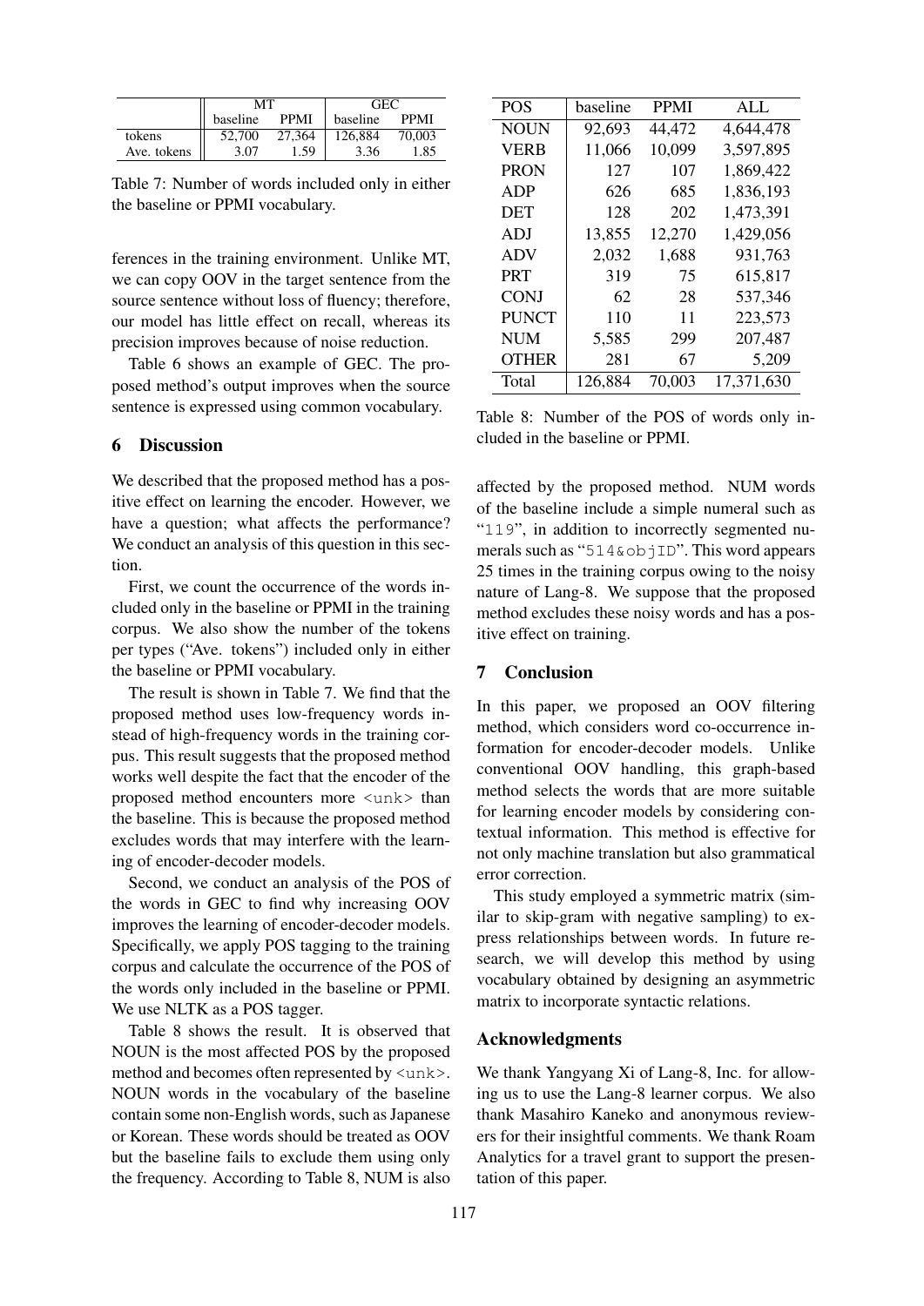|  | MT |  | GEC |  |
|---|---|---|---|---|
|  | baseline | PPMI | baseline | PPMI |
| tokens | 52,700 | 27,364 | 126,884 | 70,003 |
| Ave. tokens | 3.07 | 1.59 | 3.36 | 1.85 |

Table 7: Number of words included only in either the baseline or PPMI vocabulary.

ferences in the training environment. Unlike MT, we can copy OOV in the target sentence from the source sentence without loss of fluency; therefore, our model has little effect on recall, whereas its precision improves because of noise reduction.

Table 6 shows an example of GEC. The proposed method's output improves when the source sentence is expressed using common vocabulary.

## 6 Discussion

We described that the proposed method has a positive effect on learning the encoder. However, we have a question; what affects the performance? We conduct an analysis of this question in this section.

First, we count the occurrence of the words included only in the baseline or PPMI in the training corpus. We also show the number of the tokens per types ("Ave. tokens") included only in either the baseline or PPMI vocabulary.

The result is shown in Table 7. We find that the proposed method uses low-frequency words instead of high-frequency words in the training corpus. This result suggests that the proposed method works well despite the fact that the encoder of the proposed method encounters more `<unk>` than the baseline. This is because the proposed method excludes words that may interfere with the learning of encoder-decoder models.

Second, we conduct an analysis of the POS of the words in GEC to find why increasing OOV improves the learning of encoder-decoder models. Specifically, we apply POS tagging to the training corpus and calculate the occurrence of the POS of the words only included in the baseline or PPMI. We use NLTK as a POS tagger.

Table 8 shows the result. It is observed that NOUN is the most affected POS by the proposed method and becomes often represented by `<unk>`. NOUN words in the vocabulary of the baseline contain some non-English words, such as Japanese or Korean. These words should be treated as OOV but the baseline fails to exclude them using only the frequency. According to Table 8, NUM is also

| POS | baseline | PPMI | ALL |
|---|---|---|---|
| NOUN | 92,693 | 44,472 | 4,644,478 |
| VERB | 11,066 | 10,099 | 3,597,895 |
| PRON | 127 | 107 | 1,869,422 |
| ADP | 626 | 685 | 1,836,193 |
| DET | 128 | 202 | 1,473,391 |
| ADJ | 13,855 | 12,270 | 1,429,056 |
| ADV | 2,032 | 1,688 | 931,763 |
| PRT | 319 | 75 | 615,817 |
| CONJ | 62 | 28 | 537,346 |
| PUNCT | 110 | 11 | 223,573 |
| NUM | 5,585 | 299 | 207,487 |
| OTHER | 281 | 67 | 5,209 |
| Total | 126,884 | 70,003 | 17,371,630 |

Table 8: Number of the POS of words only included in the baseline or PPMI.

affected by the proposed method. NUM words of the baseline include a simple numeral such as "`119`", in addition to incorrectly segmented numerals such as "`514&objID`". This word appears 25 times in the training corpus owing to the noisy nature of Lang-8. We suppose that the proposed method excludes these noisy words and has a positive effect on training.

## 7 Conclusion

In this paper, we proposed an OOV filtering method, which considers word co-occurrence information for encoder-decoder models. Unlike conventional OOV handling, this graph-based method selects the words that are more suitable for learning encoder models by considering contextual information. This method is effective for not only machine translation but also grammatical error correction.

This study employed a symmetric matrix (similar to skip-gram with negative sampling) to express relationships between words. In future research, we will develop this method by using vocabulary obtained by designing an asymmetric matrix to incorporate syntactic relations.

## Acknowledgments

We thank Yangyang Xi of Lang-8, Inc. for allowing us to use the Lang-8 learner corpus. We also thank Masahiro Kaneko and anonymous reviewers for their insightful comments. We thank Roam Analytics for a travel grant to support the presentation of this paper.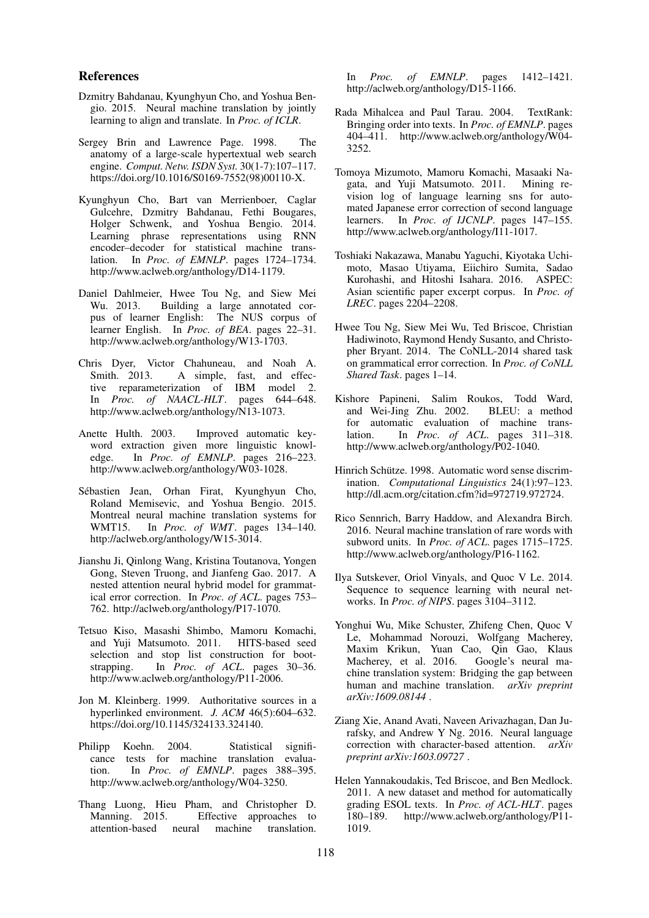## References

Dzmitry Bahdanau, Kyunghyun Cho, and Yoshua Bengio. 2015. Neural machine translation by jointly learning to align and translate. In *Proc. of ICLR*.

Sergey Brin and Lawrence Page. 1998. The anatomy of a large-scale hypertextual web search engine. *Comput. Netw. ISDN Syst.* 30(1-7):107–117. https://doi.org/10.1016/S0169-7552(98)00110-X.

Kyunghyun Cho, Bart van Merrienboer, Caglar Gulcehre, Dzmitry Bahdanau, Fethi Bougares, Holger Schwenk, and Yoshua Bengio. 2014. Learning phrase representations using RNN encoder–decoder for statistical machine translation. In *Proc. of EMNLP*. pages 1724–1734. http://www.aclweb.org/anthology/D14-1179.

Daniel Dahlmeier, Hwee Tou Ng, and Siew Mei Wu. 2013. Building a large annotated corpus of learner English: The NUS corpus of learner English. In *Proc. of BEA*. pages 22–31. http://www.aclweb.org/anthology/W13-1703.

Chris Dyer, Victor Chahuneau, and Noah A. Smith. 2013. A simple, fast, and effective reparameterization of IBM model 2. In *Proc. of NAACL-HLT*. pages 644–648. http://www.aclweb.org/anthology/N13-1073.

Anette Hulth. 2003. Improved automatic keyword extraction given more linguistic knowledge. In *Proc. of EMNLP*. pages 216–223. http://www.aclweb.org/anthology/W03-1028.

Sébastien Jean, Orhan Firat, Kyunghyun Cho, Roland Memisevic, and Yoshua Bengio. 2015. Montreal neural machine translation systems for WMT15. In *Proc. of WMT*. pages 134–140. http://aclweb.org/anthology/W15-3014.

Jianshu Ji, Qinlong Wang, Kristina Toutanova, Yongen Gong, Steven Truong, and Jianfeng Gao. 2017. A nested attention neural hybrid model for grammatical error correction. In *Proc. of ACL*. pages 753–762. http://aclweb.org/anthology/P17-1070.

Tetsuo Kiso, Masashi Shimbo, Mamoru Komachi, and Yuji Matsumoto. 2011. HITS-based seed selection and stop list construction for bootstrapping. In *Proc. of ACL*. pages 30–36. http://www.aclweb.org/anthology/P11-2006.

Jon M. Kleinberg. 1999. Authoritative sources in a hyperlinked environment. *J. ACM* 46(5):604–632. https://doi.org/10.1145/324133.324140.

Philipp Koehn. 2004. Statistical significance tests for machine translation evaluation. In *Proc. of EMNLP*. pages 388–395. http://www.aclweb.org/anthology/W04-3250.

Thang Luong, Hieu Pham, and Christopher D. Manning. 2015. Effective approaches to attention-based neural machine translation. In *Proc. of EMNLP*. pages 1412–1421. http://aclweb.org/anthology/D15-1166.

Rada Mihalcea and Paul Tarau. 2004. TextRank: Bringing order into texts. In *Proc. of EMNLP*. pages 404–411. http://www.aclweb.org/anthology/W04-3252.

Tomoya Mizumoto, Mamoru Komachi, Masaaki Nagata, and Yuji Matsumoto. 2011. Mining revision log of language learning sns for automated Japanese error correction of second language learners. In *Proc. of IJCNLP*. pages 147–155. http://www.aclweb.org/anthology/I11-1017.

Toshiaki Nakazawa, Manabu Yaguchi, Kiyotaka Uchimoto, Masao Utiyama, Eiichiro Sumita, Sadao Kurohashi, and Hitoshi Isahara. 2016. ASPEC: Asian scientific paper excerpt corpus. In *Proc. of LREC*. pages 2204–2208.

Hwee Tou Ng, Siew Mei Wu, Ted Briscoe, Christian Hadiwinoto, Raymond Hendy Susanto, and Christopher Bryant. 2014. The CoNLL-2014 shared task on grammatical error correction. In *Proc. of CoNLL Shared Task*. pages 1–14.

Kishore Papineni, Salim Roukos, Todd Ward, and Wei-Jing Zhu. 2002. BLEU: a method for automatic evaluation of machine translation. In *Proc. of ACL*. pages 311–318. http://www.aclweb.org/anthology/P02-1040.

Hinrich Schütze. 1998. Automatic word sense discrimination. *Computational Linguistics* 24(1):97–123. http://dl.acm.org/citation.cfm?id=972719.972724.

Rico Sennrich, Barry Haddow, and Alexandra Birch. 2016. Neural machine translation of rare words with subword units. In *Proc. of ACL*. pages 1715–1725. http://www.aclweb.org/anthology/P16-1162.

Ilya Sutskever, Oriol Vinyals, and Quoc V Le. 2014. Sequence to sequence learning with neural networks. In *Proc. of NIPS*. pages 3104–3112.

Yonghui Wu, Mike Schuster, Zhifeng Chen, Quoc V Le, Mohammad Norouzi, Wolfgang Macherey, Maxim Krikun, Yuan Cao, Qin Gao, Klaus Macherey, et al. 2016. Google's neural machine translation system: Bridging the gap between human and machine translation. *arXiv preprint arXiv:1609.08144* .

Ziang Xie, Anand Avati, Naveen Arivazhagan, Dan Jurafsky, and Andrew Y Ng. 2016. Neural language correction with character-based attention. *arXiv preprint arXiv:1603.09727* .

Helen Yannakoudakis, Ted Briscoe, and Ben Medlock. 2011. A new dataset and method for automatically grading ESOL texts. In *Proc. of ACL-HLT*. pages 180–189. http://www.aclweb.org/anthology/P11-1019.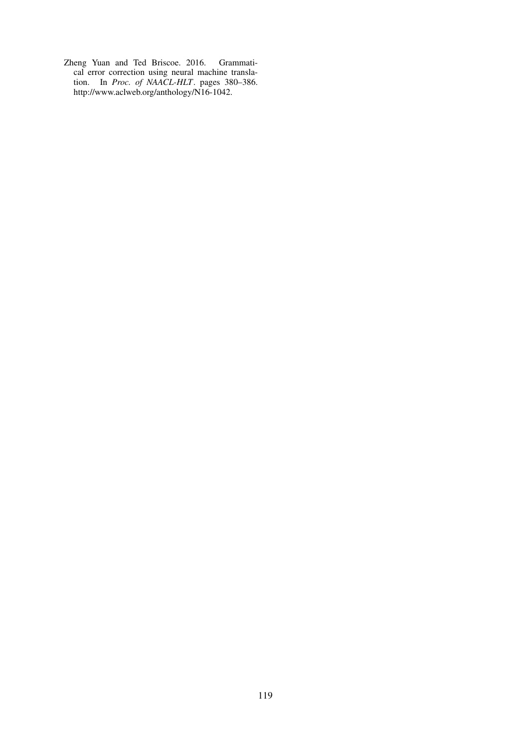Zheng Yuan and Ted Briscoe. 2016. Grammatical error correction using neural machine translation. In *Proc. of NAACL-HLT*. pages 380–386. http://www.aclweb.org/anthology/N16-1042.